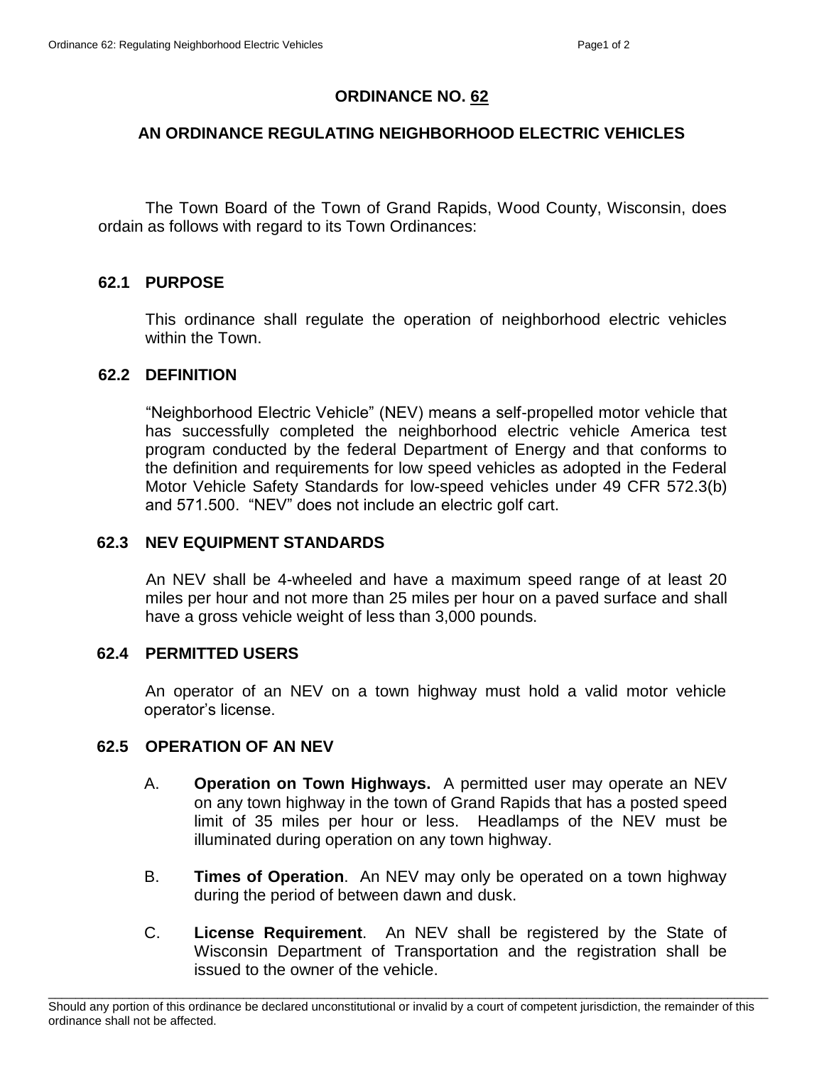# ORDINANCE NO. 62

## AN ORDINANCE REGULATING NEIGHBORHOOD ELECTRIC VEHICLES

The Town Board of the Town of Grand Rapids, Wood County, Wisconsin, does ordain as follows with regard to its Town Ordinances:

### 62.1 PURPOSE

This ordinance shall regulate the operation of neighborhood electric vehicles within the Town.

### 62.2 DEFINITION

"Neighborhood Electric Vehicle" (NEV) means a self-propelled motor vehicle that has successfully completed the neighborhood electric vehicle America test program conducted by the federal Department of Energy and that conforms to the definition and requirements for low speed vehicles as adopted in the Federal Motor Vehicle Safety Standards for low-speed vehicles under 49 CFR 572.3(b) and 571.500. "NEV" does not include an electric golf cart.

### 62.3 NEV EQUIPMENT STANDARDS

An NEV shall be 4-wheeled and have a maximum speed range of at least 20 miles per hour and not more than 25 miles per hour on a paved surface and shall have a gross vehicle weight of less than 3,000 pounds.

### 62.4 PERMITTED USERS

An operator of an NEV on a town highway must hold a valid motor vehicle operator's license.

### 62.5 OPERATION OF AN NEV

A. **Operation on Town Highways.** A permitted user may operate an NEV on any town highway in the town of Grand Rapids that has a posted speed limit of 35 miles per hour or less. Headlamps of the NEV must be illuminated during operation on any town highway.

B. **Times of Operation**. An NEV may only be operated on a town highway during the period of between dawn and dusk.

C. **License Requirement**. An NEV shall be registered by the State of Wisconsin Department of Transportation and the registration shall be issued to the owner of the vehicle.

Should any portion of this ordinance be declared unconstitutional or invalid by a court of competent jurisdiction, the remainder of this ordinance shall not be affected.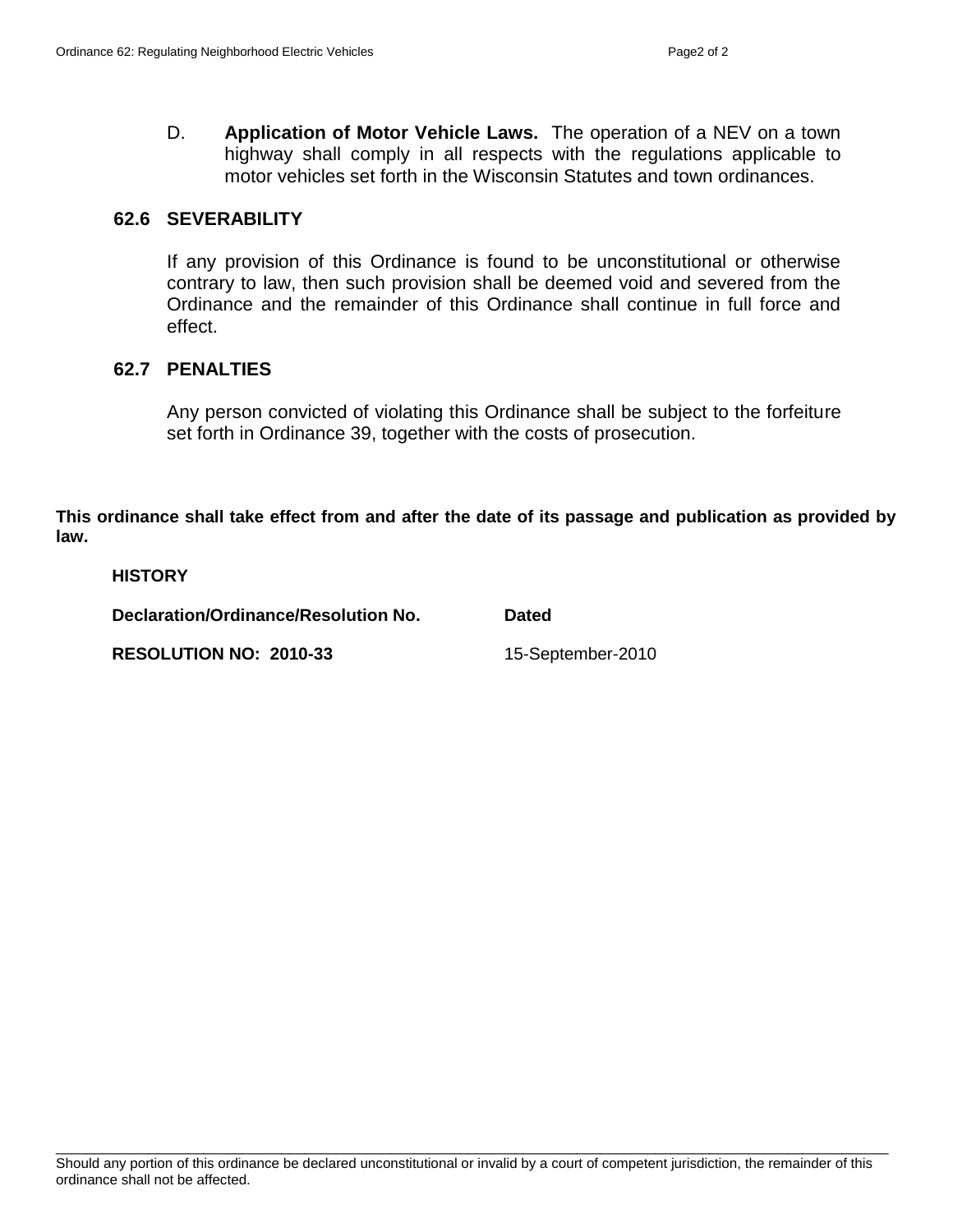D. **Application of Motor Vehicle Laws.** The operation of a NEV on a town highway shall comply in all respects with the regulations applicable to motor vehicles set forth in the Wisconsin Statutes and town ordinances.

## 62.6 SEVERABILITY

If any provision of this Ordinance is found to be unconstitutional or otherwise contrary to law, then such provision shall be deemed void and severed from the Ordinance and the remainder of this Ordinance shall continue in full force and effect.

## 62.7 PENALTIES

Any person convicted of violating this Ordinance shall be subject to the forfeiture set forth in Ordinance 39, together with the costs of prosecution.

**This ordinance shall take effect from and after the date of its passage and publication as provided by law.**

**HISTORY**

| **Declaration/Ordinance/Resolution No.** | **Dated** |
| --- | --- |
| **RESOLUTION NO: 2010-33** | 15-September-2010 |

Should any portion of this ordinance be declared unconstitutional or invalid by a court of competent jurisdiction, the remainder of this ordinance shall not be affected.